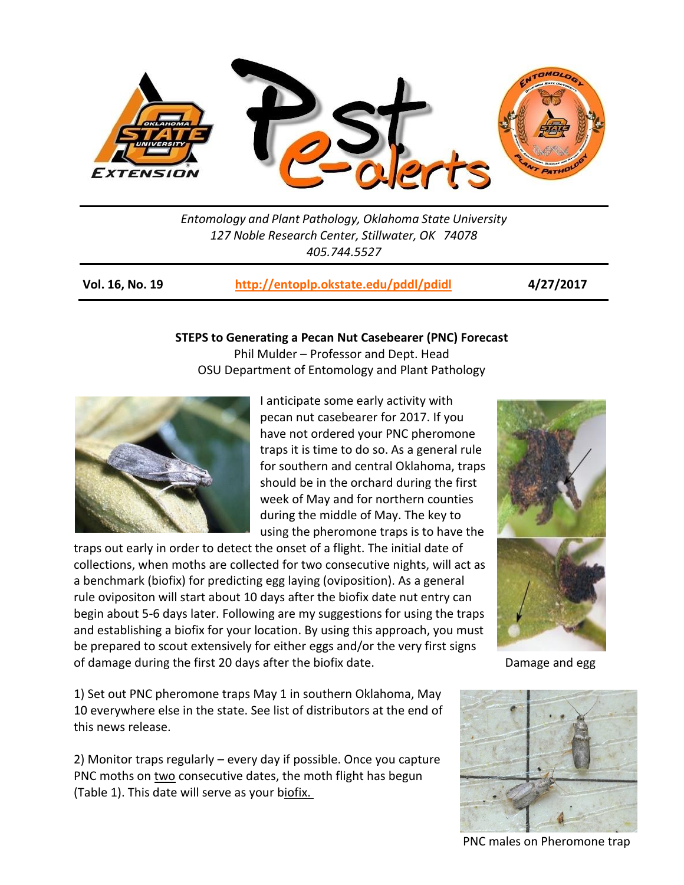Entomology and Plant Pathology, Oklahoma State University
127 Noble Research Center, Stillwater, OK 74078
405.744.5527

**Vol. 16, No. 19** **http://entoplp.okstate.edu/pddl/pdidl** **4/27/2017**

## STEPS to Generating a Pecan Nut Casebearer (PNC) Forecast

Phil Mulder – Professor and Dept. Head
OSU Department of Entomology and Plant Pathology

I anticipate some early activity with pecan nut casebearer for 2017. If you have not ordered your PNC pheromone traps it is time to do so. As a general rule for southern and central Oklahoma, traps should be in the orchard during the first week of May and for northern counties during the middle of May. The key to using the pheromone traps is to have the traps out early in order to detect the onset of a flight. The initial date of collections, when moths are collected for two consecutive nights, will act as a benchmark (biofix) for predicting egg laying (oviposition). As a general rule ovipositon will start about 10 days after the biofix date nut entry can begin about 5-6 days later. Following are my suggestions for using the traps and establishing a biofix for your location. By using this approach, you must be prepared to scout extensively for either eggs and/or the very first signs of damage during the first 20 days after the biofix date.

Damage and egg

1) Set out PNC pheromone traps May 1 in southern Oklahoma, May 10 everywhere else in the state. See list of distributors at the end of this news release.

2) Monitor traps regularly – every day if possible. Once you capture PNC moths on two consecutive dates, the moth flight has begun (Table 1). This date will serve as your biofix.

PNC males on Pheromone trap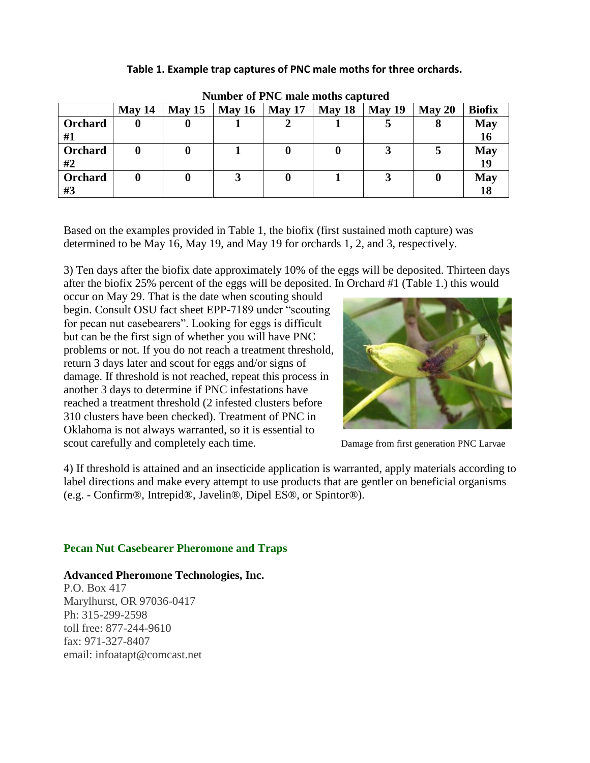**Table 1. Example trap captures of PNC male moths for three orchards.**

| | Number of PNC male moths captured | | | | | | | |
|---|---|---|---|---|---|---|---|---|
| | **May 14** | **May 15** | **May 16** | **May 17** | **May 18** | **May 19** | **May 20** | **Biofix** |
| **Orchard #1** | **0** | **0** | **1** | **2** | **1** | **5** | **8** | **May 16** |
| **Orchard #2** | **0** | **0** | **1** | **0** | **0** | **3** | **5** | **May 19** |
| **Orchard #3** | **0** | **0** | **3** | **0** | **1** | **3** | **0** | **May 18** |

Based on the examples provided in Table 1, the biofix (first sustained moth capture) was determined to be May 16, May 19, and May 19 for orchards 1, 2, and 3, respectively.

3) Ten days after the biofix date approximately 10% of the eggs will be deposited. Thirteen days after the biofix 25% percent of the eggs will be deposited. In Orchard #1 (Table 1.) this would occur on May 29. That is the date when scouting should begin. Consult OSU fact sheet EPP-7189 under "scouting for pecan nut casebearers". Looking for eggs is difficult but can be the first sign of whether you will have PNC problems or not. If you do not reach a treatment threshold, return 3 days later and scout for eggs and/or signs of damage. If threshold is not reached, repeat this process in another 3 days to determine if PNC infestations have reached a treatment threshold (2 infested clusters before 310 clusters have been checked). Treatment of PNC in Oklahoma is not always warranted, so it is essential to scout carefully and completely each time.

Damage from first generation PNC Larvae

4) If threshold is attained and an insecticide application is warranted, apply materials according to label directions and make every attempt to use products that are gentler on beneficial organisms (e.g. - Confirm®, Intrepid®, Javelin®, Dipel ES®, or Spintor®).

## Pecan Nut Casebearer Pheromone and Traps

**Advanced Pheromone Technologies, Inc.**
P.O. Box 417
Marylhurst, OR 97036-0417
Ph: 315-299-2598
toll free: 877-244-9610
fax: 971-327-8407
email: infoatapt@comcast.net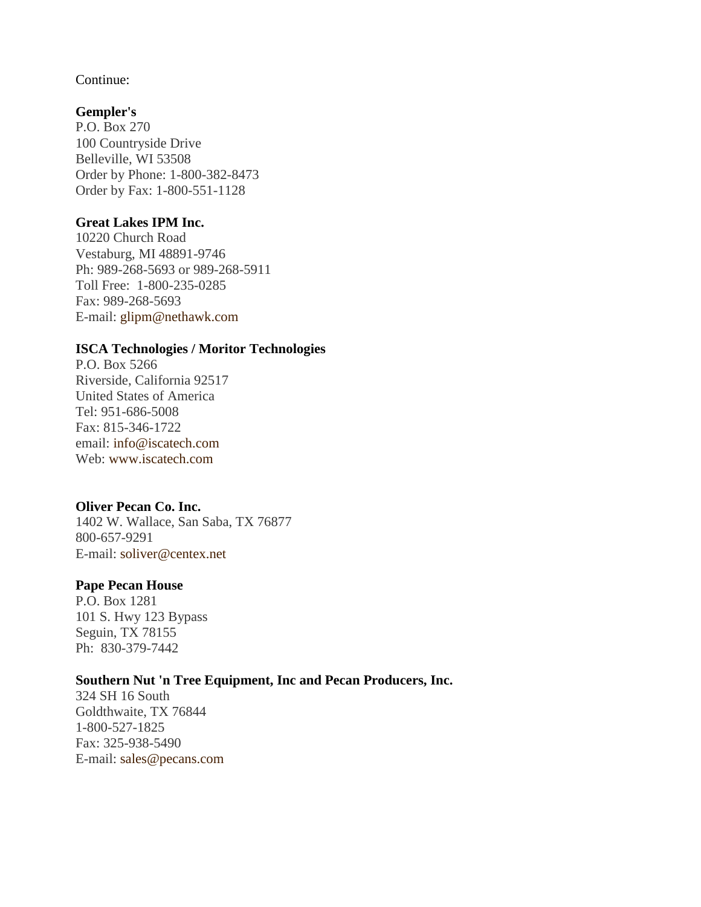Continue:

**Gempler's**
P.O. Box 270
100 Countryside Drive
Belleville, WI 53508
Order by Phone: 1-800-382-8473
Order by Fax: 1-800-551-1128

**Great Lakes IPM Inc.**
10220 Church Road
Vestaburg, MI 48891-9746
Ph: 989-268-5693 or 989-268-5911
Toll Free: 1-800-235-0285
Fax: 989-268-5693
E-mail: glipm@nethawk.com

**ISCA Technologies / Moritor Technologies**
P.O. Box 5266
Riverside, California 92517
United States of America
Tel: 951-686-5008
Fax: 815-346-1722
email: info@iscatech.com
Web: www.iscatech.com

**Oliver Pecan Co. Inc.**
1402 W. Wallace, San Saba, TX 76877
800-657-9291
E-mail: soliver@centex.net

**Pape Pecan House**
P.O. Box 1281
101 S. Hwy 123 Bypass
Seguin, TX 78155
Ph: 830-379-7442

**Southern Nut 'n Tree Equipment, Inc and Pecan Producers, Inc.**
324 SH 16 South
Goldthwaite, TX 76844
1-800-527-1825
Fax: 325-938-5490
E-mail: sales@pecans.com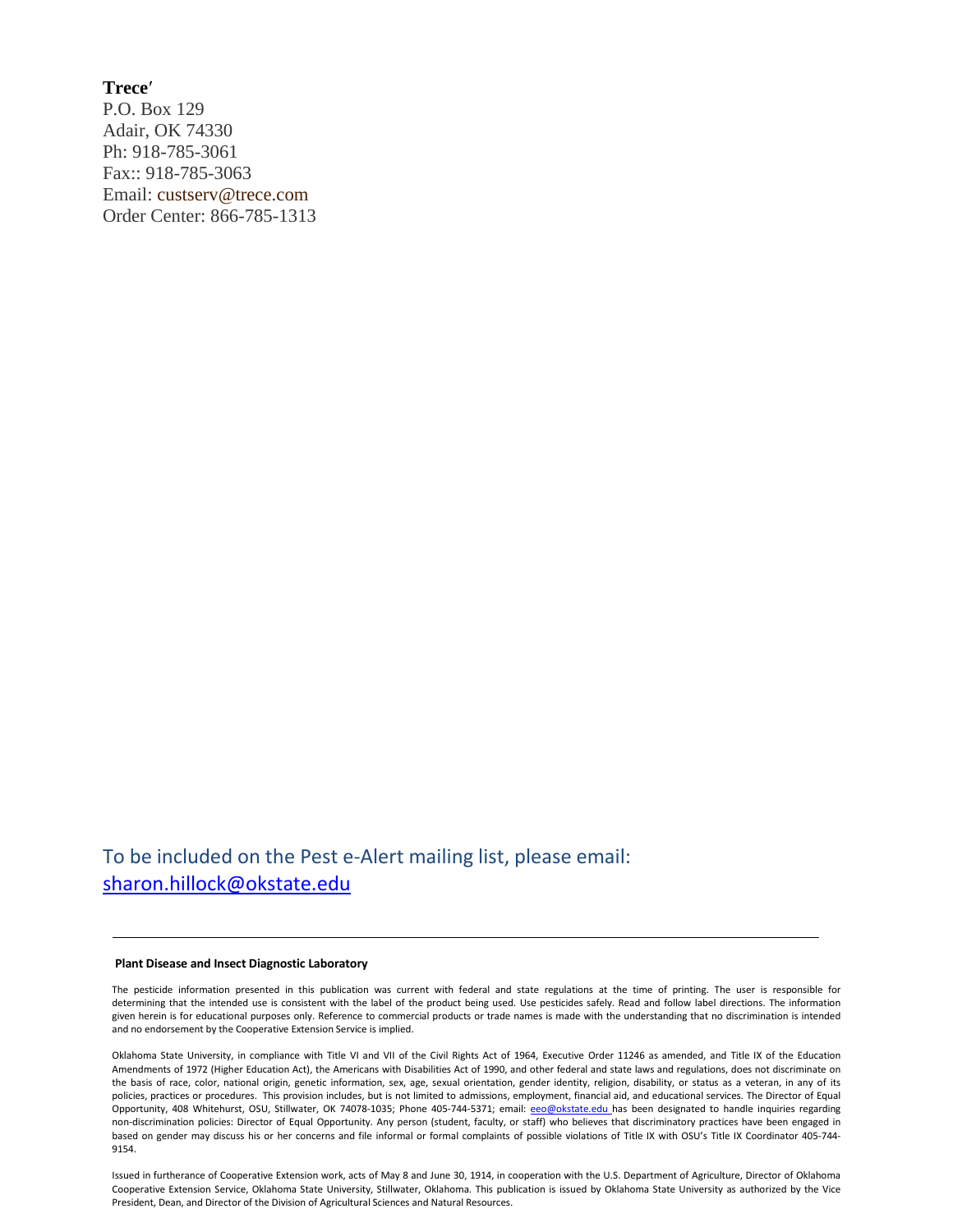**Trece′**  
P.O. Box 129  
Adair, OK 74330  
Ph: 918-785-3061  
Fax:: 918-785-3063  
Email: custserv@trece.com  
Order Center: 866-785-1313

To be included on the Pest e-Alert mailing list, please email: sharon.hillock@okstate.edu

---

**Plant Disease and Insect Diagnostic Laboratory**

The pesticide information presented in this publication was current with federal and state regulations at the time of printing. The user is responsible for determining that the intended use is consistent with the label of the product being used. Use pesticides safely. Read and follow label directions. The information given herein is for educational purposes only. Reference to commercial products or trade names is made with the understanding that no discrimination is intended and no endorsement by the Cooperative Extension Service is implied.

Oklahoma State University, in compliance with Title VI and VII of the Civil Rights Act of 1964, Executive Order 11246 as amended, and Title IX of the Education Amendments of 1972 (Higher Education Act), the Americans with Disabilities Act of 1990, and other federal and state laws and regulations, does not discriminate on the basis of race, color, national origin, genetic information, sex, age, sexual orientation, gender identity, religion, disability, or status as a veteran, in any of its policies, practices or procedures. This provision includes, but is not limited to admissions, employment, financial aid, and educational services. The Director of Equal Opportunity, 408 Whitehurst, OSU, Stillwater, OK 74078-1035; Phone 405-744-5371; email: eeo@okstate.edu has been designated to handle inquiries regarding non-discrimination policies: Director of Equal Opportunity. Any person (student, faculty, or staff) who believes that discriminatory practices have been engaged in based on gender may discuss his or her concerns and file informal or formal complaints of possible violations of Title IX with OSU's Title IX Coordinator 405-744-9154.

Issued in furtherance of Cooperative Extension work, acts of May 8 and June 30, 1914, in cooperation with the U.S. Department of Agriculture, Director of Oklahoma Cooperative Extension Service, Oklahoma State University, Stillwater, Oklahoma. This publication is issued by Oklahoma State University as authorized by the Vice President, Dean, and Director of the Division of Agricultural Sciences and Natural Resources.